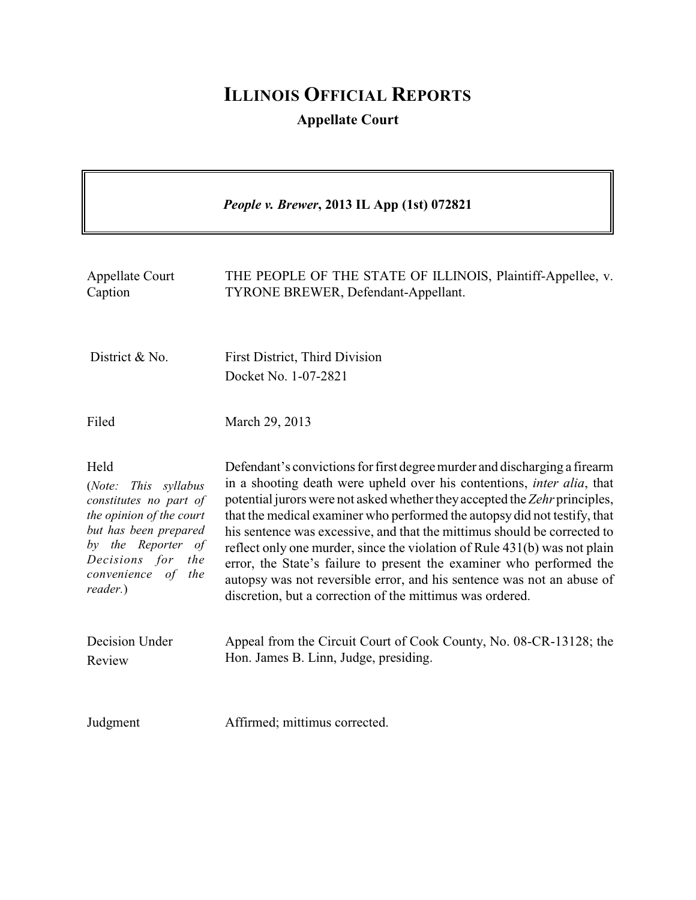# Illinois Official Reports

## Appellate Court

***People v. Brewer*, 2013 IL App (1st) 072821**

| | |
|---|---|
| Appellate Court Caption | THE PEOPLE OF THE STATE OF ILLINOIS, Plaintiff-Appellee, v. TYRONE BREWER, Defendant-Appellant. |
| District & No. | First District, Third Division<br>Docket No. 1-07-2821 |
| Filed | March 29, 2013 |
| Held<br>(*Note: This syllabus constitutes no part of the opinion of the court but has been prepared by the Reporter of Decisions for the convenience of the reader.*) | Defendant's convictions for first degree murder and discharging a firearm in a shooting death were upheld over his contentions, *inter alia*, that potential jurors were not asked whether they accepted the *Zehr* principles, that the medical examiner who performed the autopsy did not testify, that his sentence was excessive, and that the mittimus should be corrected to reflect only one murder, since the violation of Rule 431(b) was not plain error, the State's failure to present the examiner who performed the autopsy was not reversible error, and his sentence was not an abuse of discretion, but a correction of the mittimus was ordered. |
| Decision Under Review | Appeal from the Circuit Court of Cook County, No. 08-CR-13128; the Hon. James B. Linn, Judge, presiding. |
| Judgment | Affirmed; mittimus corrected. |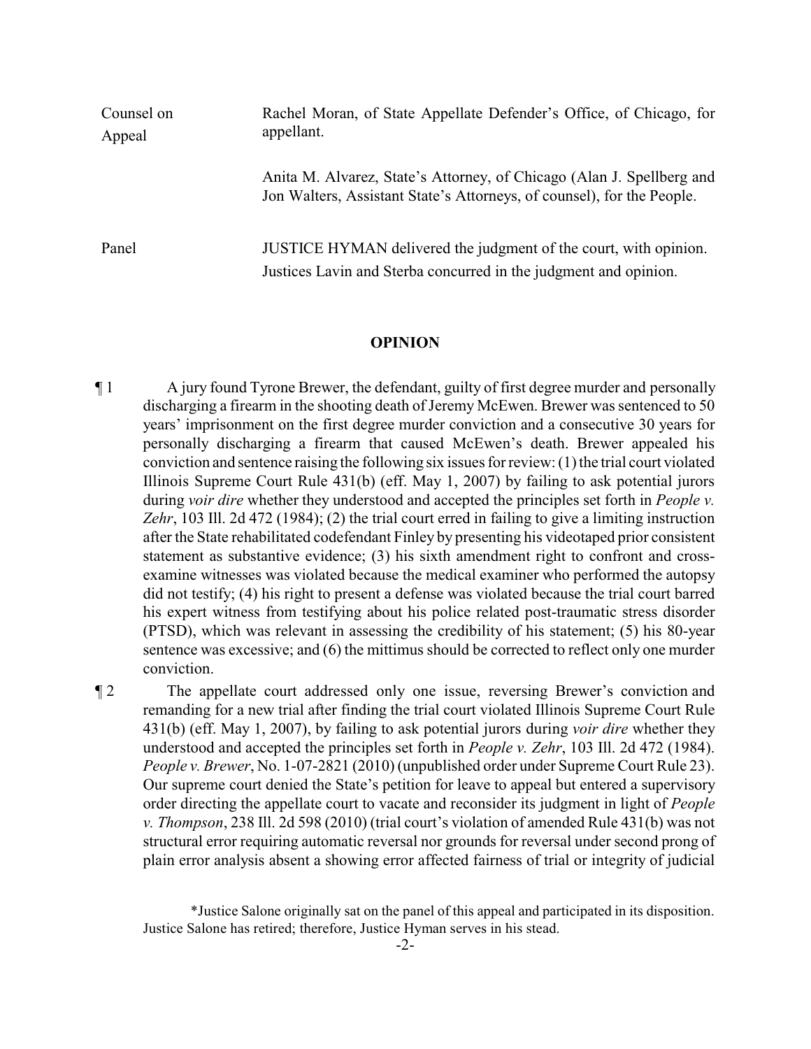| | |
|---|---|
| Counsel on Appeal | Rachel Moran, of State Appellate Defender's Office, of Chicago, for appellant. |
| | Anita M. Alvarez, State's Attorney, of Chicago (Alan J. Spellberg and Jon Walters, Assistant State's Attorneys, of counsel), for the People. |
| Panel | JUSTICE HYMAN delivered the judgment of the court, with opinion. Justices Lavin and Sterba concurred in the judgment and opinion. |

## OPINION

¶ 1 A jury found Tyrone Brewer, the defendant, guilty of first degree murder and personally discharging a firearm in the shooting death of Jeremy McEwen. Brewer was sentenced to 50 years' imprisonment on the first degree murder conviction and a consecutive 30 years for personally discharging a firearm that caused McEwen's death. Brewer appealed his conviction and sentence raising the following six issues for review: (1) the trial court violated Illinois Supreme Court Rule 431(b) (eff. May 1, 2007) by failing to ask potential jurors during *voir dire* whether they understood and accepted the principles set forth in *People v. Zehr*, 103 Ill. 2d 472 (1984); (2) the trial court erred in failing to give a limiting instruction after the State rehabilitated codefendant Finley by presenting his videotaped prior consistent statement as substantive evidence; (3) his sixth amendment right to confront and cross-examine witnesses was violated because the medical examiner who performed the autopsy did not testify; (4) his right to present a defense was violated because the trial court barred his expert witness from testifying about his police related post-traumatic stress disorder (PTSD), which was relevant in assessing the credibility of his statement; (5) his 80-year sentence was excessive; and (6) the mittimus should be corrected to reflect only one murder conviction.

¶ 2 The appellate court addressed only one issue, reversing Brewer's conviction and remanding for a new trial after finding the trial court violated Illinois Supreme Court Rule 431(b) (eff. May 1, 2007), by failing to ask potential jurors during *voir dire* whether they understood and accepted the principles set forth in *People v. Zehr*, 103 Ill. 2d 472 (1984). *People v. Brewer*, No. 1-07-2821 (2010) (unpublished order under Supreme Court Rule 23). Our supreme court denied the State's petition for leave to appeal but entered a supervisory order directing the appellate court to vacate and reconsider its judgment in light of *People v. Thompson*, 238 Ill. 2d 598 (2010) (trial court's violation of amended Rule 431(b) was not structural error requiring automatic reversal nor grounds for reversal under second prong of plain error analysis absent a showing error affected fairness of trial or integrity of judicial

*Justice Salone originally sat on the panel of this appeal and participated in its disposition. Justice Salone has retired; therefore, Justice Hyman serves in his stead.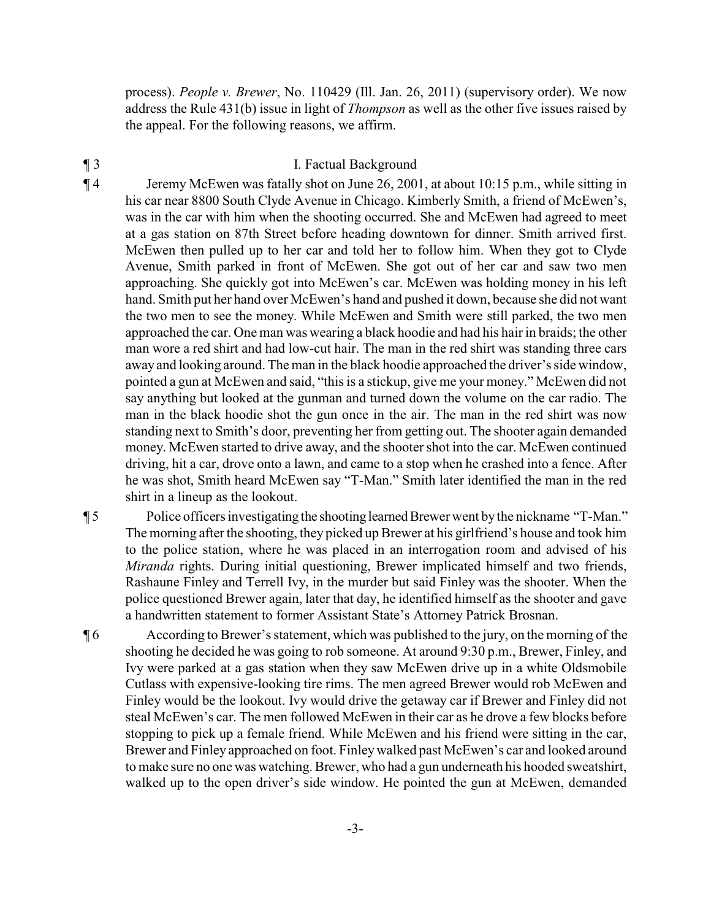process). *People v. Brewer*, No. 110429 (Ill. Jan. 26, 2011) (supervisory order). We now address the Rule 431(b) issue in light of *Thompson* as well as the other five issues raised by the appeal. For the following reasons, we affirm.

¶ 3 I. Factual Background

¶ 4 Jeremy McEwen was fatally shot on June 26, 2001, at about 10:15 p.m., while sitting in his car near 8800 South Clyde Avenue in Chicago. Kimberly Smith, a friend of McEwen's, was in the car with him when the shooting occurred. She and McEwen had agreed to meet at a gas station on 87th Street before heading downtown for dinner. Smith arrived first. McEwen then pulled up to her car and told her to follow him. When they got to Clyde Avenue, Smith parked in front of McEwen. She got out of her car and saw two men approaching. She quickly got into McEwen's car. McEwen was holding money in his left hand. Smith put her hand over McEwen's hand and pushed it down, because she did not want the two men to see the money. While McEwen and Smith were still parked, the two men approached the car. One man was wearing a black hoodie and had his hair in braids; the other man wore a red shirt and had low-cut hair. The man in the red shirt was standing three cars away and looking around. The man in the black hoodie approached the driver's side window, pointed a gun at McEwen and said, "this is a stickup, give me your money." McEwen did not say anything but looked at the gunman and turned down the volume on the car radio. The man in the black hoodie shot the gun once in the air. The man in the red shirt was now standing next to Smith's door, preventing her from getting out. The shooter again demanded money. McEwen started to drive away, and the shooter shot into the car. McEwen continued driving, hit a car, drove onto a lawn, and came to a stop when he crashed into a fence. After he was shot, Smith heard McEwen say "T-Man." Smith later identified the man in the red shirt in a lineup as the lookout.

¶ 5 Police officers investigating the shooting learned Brewer went by the nickname "T-Man." The morning after the shooting, they picked up Brewer at his girlfriend's house and took him to the police station, where he was placed in an interrogation room and advised of his *Miranda* rights. During initial questioning, Brewer implicated himself and two friends, Rashaune Finley and Terrell Ivy, in the murder but said Finley was the shooter. When the police questioned Brewer again, later that day, he identified himself as the shooter and gave a handwritten statement to former Assistant State's Attorney Patrick Brosnan.

¶ 6 According to Brewer's statement, which was published to the jury, on the morning of the shooting he decided he was going to rob someone. At around 9:30 p.m., Brewer, Finley, and Ivy were parked at a gas station when they saw McEwen drive up in a white Oldsmobile Cutlass with expensive-looking tire rims. The men agreed Brewer would rob McEwen and Finley would be the lookout. Ivy would drive the getaway car if Brewer and Finley did not steal McEwen's car. The men followed McEwen in their car as he drove a few blocks before stopping to pick up a female friend. While McEwen and his friend were sitting in the car, Brewer and Finley approached on foot. Finley walked past McEwen's car and looked around to make sure no one was watching. Brewer, who had a gun underneath his hooded sweatshirt, walked up to the open driver's side window. He pointed the gun at McEwen, demanded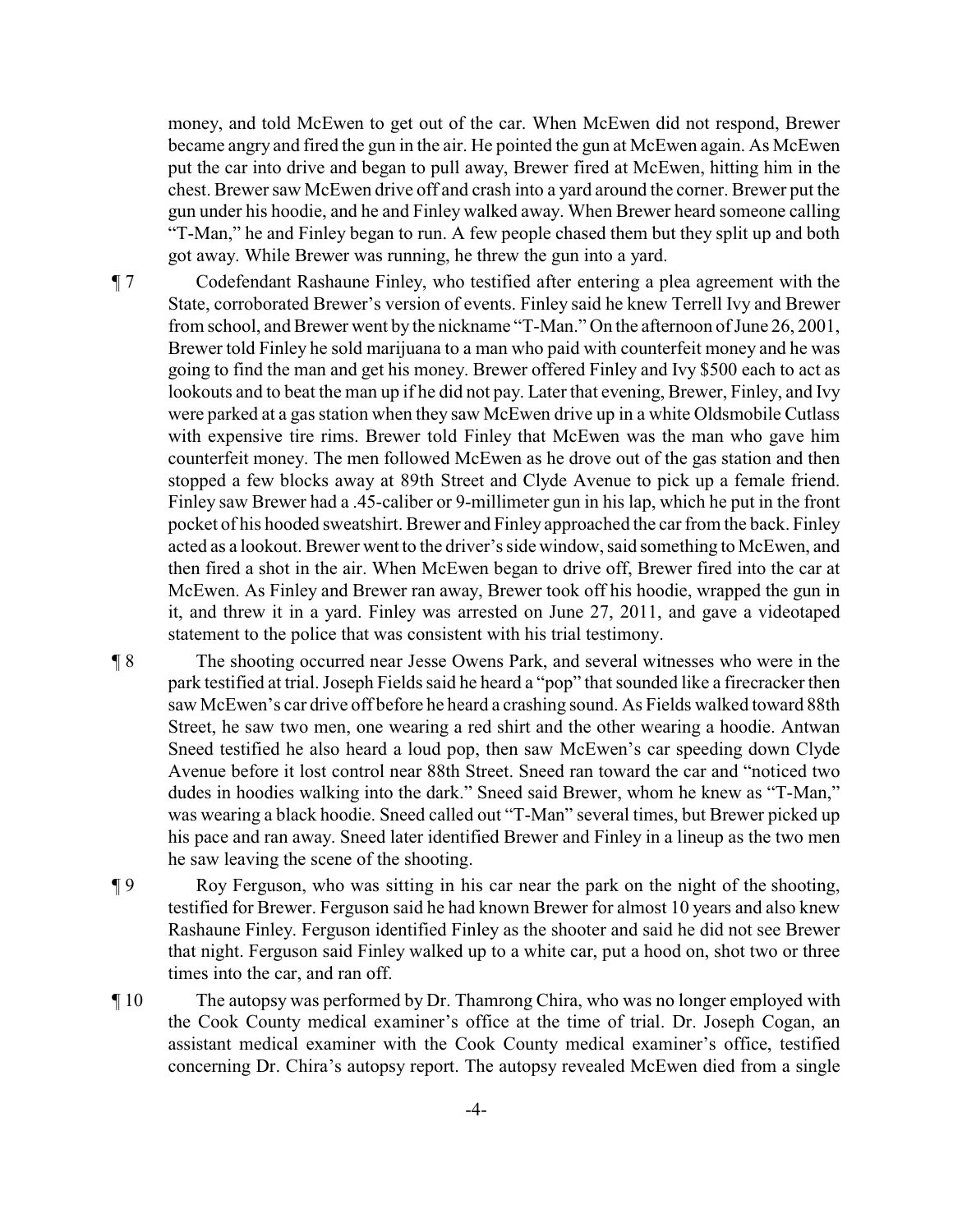money, and told McEwen to get out of the car. When McEwen did not respond, Brewer became angry and fired the gun in the air. He pointed the gun at McEwen again. As McEwen put the car into drive and began to pull away, Brewer fired at McEwen, hitting him in the chest. Brewer saw McEwen drive off and crash into a yard around the corner. Brewer put the gun under his hoodie, and he and Finley walked away. When Brewer heard someone calling "T-Man," he and Finley began to run. A few people chased them but they split up and both got away. While Brewer was running, he threw the gun into a yard.

¶ 7 Codefendant Rashaune Finley, who testified after entering a plea agreement with the State, corroborated Brewer's version of events. Finley said he knew Terrell Ivy and Brewer from school, and Brewer went by the nickname "T-Man." On the afternoon of June 26, 2001, Brewer told Finley he sold marijuana to a man who paid with counterfeit money and he was going to find the man and get his money. Brewer offered Finley and Ivy $500 each to act as lookouts and to beat the man up if he did not pay. Later that evening, Brewer, Finley, and Ivy were parked at a gas station when they saw McEwen drive up in a white Oldsmobile Cutlass with expensive tire rims. Brewer told Finley that McEwen was the man who gave him counterfeit money. The men followed McEwen as he drove out of the gas station and then stopped a few blocks away at 89th Street and Clyde Avenue to pick up a female friend. Finley saw Brewer had a .45-caliber or 9-millimeter gun in his lap, which he put in the front pocket of his hooded sweatshirt. Brewer and Finley approached the car from the back. Finley acted as a lookout. Brewer went to the driver's side window, said something to McEwen, and then fired a shot in the air. When McEwen began to drive off, Brewer fired into the car at McEwen. As Finley and Brewer ran away, Brewer took off his hoodie, wrapped the gun in it, and threw it in a yard. Finley was arrested on June 27, 2011, and gave a videotaped statement to the police that was consistent with his trial testimony.

¶ 8 The shooting occurred near Jesse Owens Park, and several witnesses who were in the park testified at trial. Joseph Fields said he heard a "pop" that sounded like a firecracker then saw McEwen's car drive off before he heard a crashing sound. As Fields walked toward 88th Street, he saw two men, one wearing a red shirt and the other wearing a hoodie. Antwan Sneed testified he also heard a loud pop, then saw McEwen's car speeding down Clyde Avenue before it lost control near 88th Street. Sneed ran toward the car and "noticed two dudes in hoodies walking into the dark." Sneed said Brewer, whom he knew as "T-Man," was wearing a black hoodie. Sneed called out "T-Man" several times, but Brewer picked up his pace and ran away. Sneed later identified Brewer and Finley in a lineup as the two men he saw leaving the scene of the shooting.

¶ 9 Roy Ferguson, who was sitting in his car near the park on the night of the shooting, testified for Brewer. Ferguson said he had known Brewer for almost 10 years and also knew Rashaune Finley. Ferguson identified Finley as the shooter and said he did not see Brewer that night. Ferguson said Finley walked up to a white car, put a hood on, shot two or three times into the car, and ran off.

¶ 10 The autopsy was performed by Dr. Thamrong Chira, who was no longer employed with the Cook County medical examiner's office at the time of trial. Dr. Joseph Cogan, an assistant medical examiner with the Cook County medical examiner's office, testified concerning Dr. Chira's autopsy report. The autopsy revealed McEwen died from a single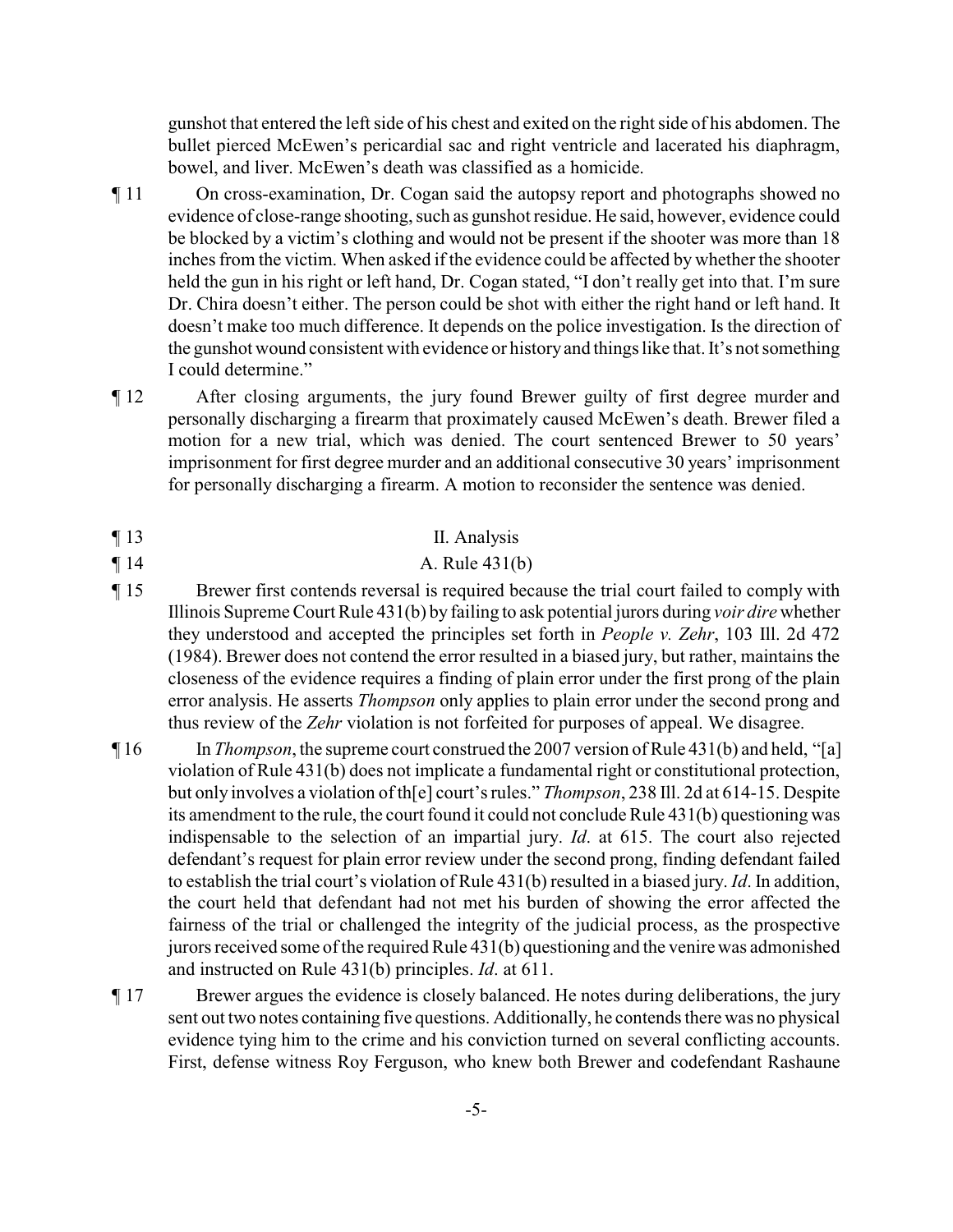gunshot that entered the left side of his chest and exited on the right side of his abdomen. The bullet pierced McEwen's pericardial sac and right ventricle and lacerated his diaphragm, bowel, and liver. McEwen's death was classified as a homicide.

¶ 11 On cross-examination, Dr. Cogan said the autopsy report and photographs showed no evidence of close-range shooting, such as gunshot residue. He said, however, evidence could be blocked by a victim's clothing and would not be present if the shooter was more than 18 inches from the victim. When asked if the evidence could be affected by whether the shooter held the gun in his right or left hand, Dr. Cogan stated, "I don't really get into that. I'm sure Dr. Chira doesn't either. The person could be shot with either the right hand or left hand. It doesn't make too much difference. It depends on the police investigation. Is the direction of the gunshot wound consistent with evidence or history and things like that. It's not something I could determine."

¶ 12 After closing arguments, the jury found Brewer guilty of first degree murder and personally discharging a firearm that proximately caused McEwen's death. Brewer filed a motion for a new trial, which was denied. The court sentenced Brewer to 50 years' imprisonment for first degree murder and an additional consecutive 30 years' imprisonment for personally discharging a firearm. A motion to reconsider the sentence was denied.

## ¶ 13 II. Analysis

### ¶ 14 A. Rule 431(b)

¶ 15 Brewer first contends reversal is required because the trial court failed to comply with Illinois Supreme Court Rule 431(b) by failing to ask potential jurors during *voir dire* whether they understood and accepted the principles set forth in *People v. Zehr*, 103 Ill. 2d 472 (1984). Brewer does not contend the error resulted in a biased jury, but rather, maintains the closeness of the evidence requires a finding of plain error under the first prong of the plain error analysis. He asserts *Thompson* only applies to plain error under the second prong and thus review of the *Zehr* violation is not forfeited for purposes of appeal. We disagree.

¶ 16 In *Thompson*, the supreme court construed the 2007 version of Rule 431(b) and held, "[a] violation of Rule 431(b) does not implicate a fundamental right or constitutional protection, but only involves a violation of th[e] court's rules." *Thompson*, 238 Ill. 2d at 614-15. Despite its amendment to the rule, the court found it could not conclude Rule 431(b) questioning was indispensable to the selection of an impartial jury. *Id*. at 615. The court also rejected defendant's request for plain error review under the second prong, finding defendant failed to establish the trial court's violation of Rule 431(b) resulted in a biased jury. *Id*. In addition, the court held that defendant had not met his burden of showing the error affected the fairness of the trial or challenged the integrity of the judicial process, as the prospective jurors received some of the required Rule 431(b) questioning and the venire was admonished and instructed on Rule 431(b) principles. *Id*. at 611.

¶ 17 Brewer argues the evidence is closely balanced. He notes during deliberations, the jury sent out two notes containing five questions. Additionally, he contends there was no physical evidence tying him to the crime and his conviction turned on several conflicting accounts. First, defense witness Roy Ferguson, who knew both Brewer and codefendant Rashaune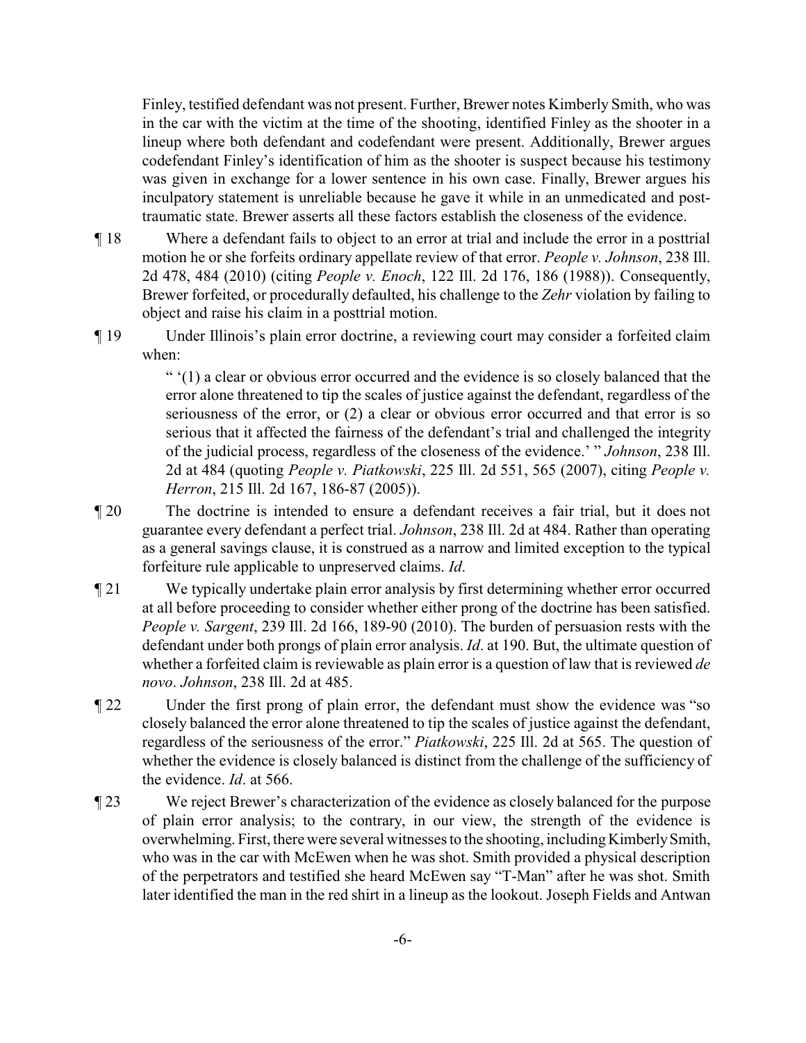Finley, testified defendant was not present. Further, Brewer notes Kimberly Smith, who was in the car with the victim at the time of the shooting, identified Finley as the shooter in a lineup where both defendant and codefendant were present. Additionally, Brewer argues codefendant Finley's identification of him as the shooter is suspect because his testimony was given in exchange for a lower sentence in his own case. Finally, Brewer argues his inculpatory statement is unreliable because he gave it while in an unmedicated and post-traumatic state. Brewer asserts all these factors establish the closeness of the evidence.

¶ 18 Where a defendant fails to object to an error at trial and include the error in a posttrial motion he or she forfeits ordinary appellate review of that error. *People v. Johnson*, 238 Ill. 2d 478, 484 (2010) (citing *People v. Enoch*, 122 Ill. 2d 176, 186 (1988)). Consequently, Brewer forfeited, or procedurally defaulted, his challenge to the *Zehr* violation by failing to object and raise his claim in a posttrial motion.

¶ 19 Under Illinois's plain error doctrine, a reviewing court may consider a forfeited claim when:

> " '(1) a clear or obvious error occurred and the evidence is so closely balanced that the error alone threatened to tip the scales of justice against the defendant, regardless of the seriousness of the error, or (2) a clear or obvious error occurred and that error is so serious that it affected the fairness of the defendant's trial and challenged the integrity of the judicial process, regardless of the closeness of the evidence.' " *Johnson*, 238 Ill. 2d at 484 (quoting *People v. Piatkowski*, 225 Ill. 2d 551, 565 (2007), citing *People v. Herron*, 215 Ill. 2d 167, 186-87 (2005)).

¶ 20 The doctrine is intended to ensure a defendant receives a fair trial, but it does not guarantee every defendant a perfect trial. *Johnson*, 238 Ill. 2d at 484. Rather than operating as a general savings clause, it is construed as a narrow and limited exception to the typical forfeiture rule applicable to unpreserved claims. *Id*.

¶ 21 We typically undertake plain error analysis by first determining whether error occurred at all before proceeding to consider whether either prong of the doctrine has been satisfied. *People v. Sargent*, 239 Ill. 2d 166, 189-90 (2010). The burden of persuasion rests with the defendant under both prongs of plain error analysis. *Id*. at 190. But, the ultimate question of whether a forfeited claim is reviewable as plain error is a question of law that is reviewed *de novo*. *Johnson*, 238 Ill. 2d at 485.

¶ 22 Under the first prong of plain error, the defendant must show the evidence was "so closely balanced the error alone threatened to tip the scales of justice against the defendant, regardless of the seriousness of the error." *Piatkowski*, 225 Ill. 2d at 565. The question of whether the evidence is closely balanced is distinct from the challenge of the sufficiency of the evidence. *Id*. at 566.

¶ 23 We reject Brewer's characterization of the evidence as closely balanced for the purpose of plain error analysis; to the contrary, in our view, the strength of the evidence is overwhelming. First, there were several witnesses to the shooting, including Kimberly Smith, who was in the car with McEwen when he was shot. Smith provided a physical description of the perpetrators and testified she heard McEwen say "T-Man" after he was shot. Smith later identified the man in the red shirt in a lineup as the lookout. Joseph Fields and Antwan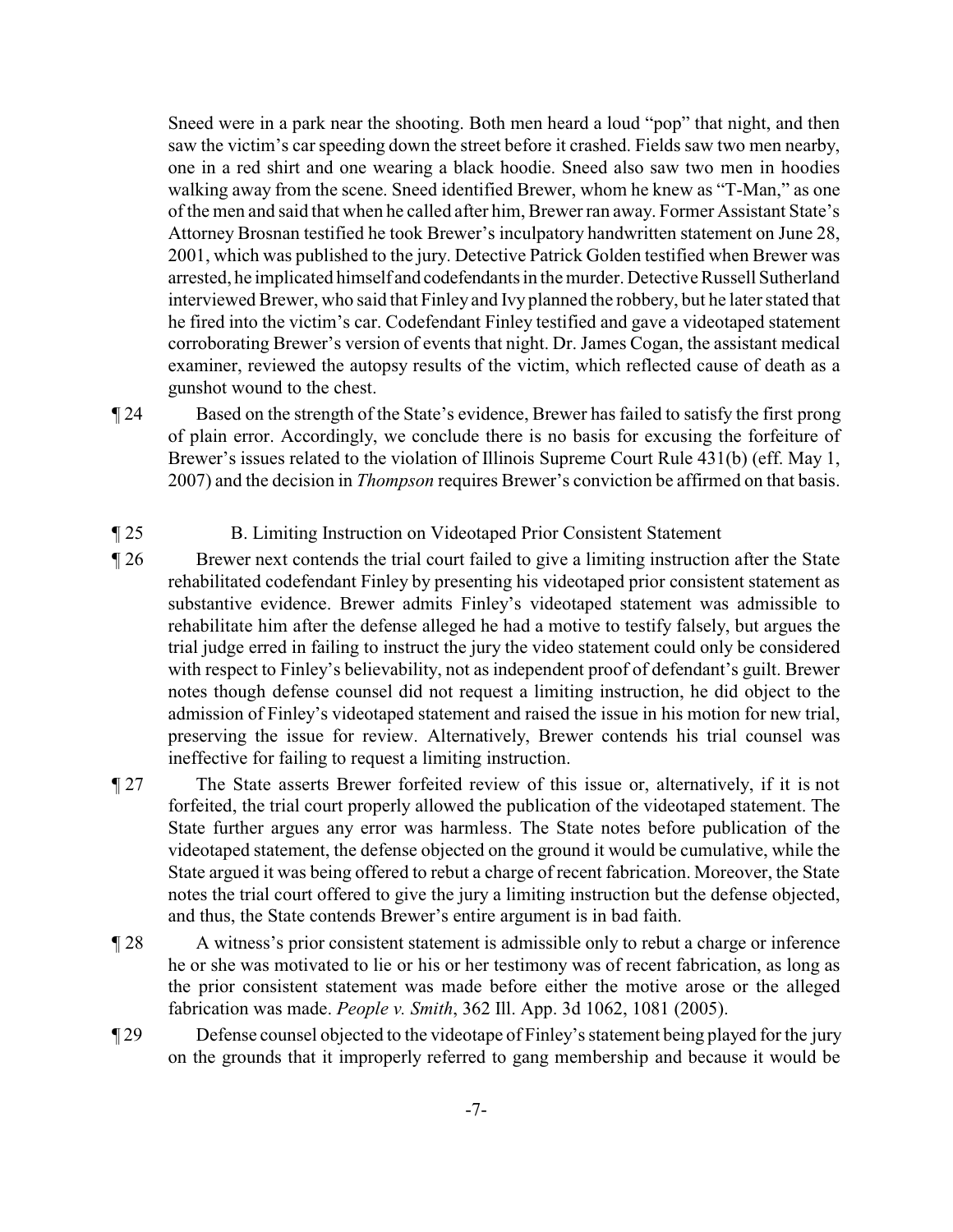Sneed were in a park near the shooting. Both men heard a loud "pop" that night, and then saw the victim's car speeding down the street before it crashed. Fields saw two men nearby, one in a red shirt and one wearing a black hoodie. Sneed also saw two men in hoodies walking away from the scene. Sneed identified Brewer, whom he knew as "T-Man," as one of the men and said that when he called after him, Brewer ran away. Former Assistant State's Attorney Brosnan testified he took Brewer's inculpatory handwritten statement on June 28, 2001, which was published to the jury. Detective Patrick Golden testified when Brewer was arrested, he implicated himself and codefendants in the murder. Detective Russell Sutherland interviewed Brewer, who said that Finley and Ivy planned the robbery, but he later stated that he fired into the victim's car. Codefendant Finley testified and gave a videotaped statement corroborating Brewer's version of events that night. Dr. James Cogan, the assistant medical examiner, reviewed the autopsy results of the victim, which reflected cause of death as a gunshot wound to the chest.

¶ 24 Based on the strength of the State's evidence, Brewer has failed to satisfy the first prong of plain error. Accordingly, we conclude there is no basis for excusing the forfeiture of Brewer's issues related to the violation of Illinois Supreme Court Rule 431(b) (eff. May 1, 2007) and the decision in *Thompson* requires Brewer's conviction be affirmed on that basis.

¶ 25 B. Limiting Instruction on Videotaped Prior Consistent Statement

¶ 26 Brewer next contends the trial court failed to give a limiting instruction after the State rehabilitated codefendant Finley by presenting his videotaped prior consistent statement as substantive evidence. Brewer admits Finley's videotaped statement was admissible to rehabilitate him after the defense alleged he had a motive to testify falsely, but argues the trial judge erred in failing to instruct the jury the video statement could only be considered with respect to Finley's believability, not as independent proof of defendant's guilt. Brewer notes though defense counsel did not request a limiting instruction, he did object to the admission of Finley's videotaped statement and raised the issue in his motion for new trial, preserving the issue for review. Alternatively, Brewer contends his trial counsel was ineffective for failing to request a limiting instruction.

¶ 27 The State asserts Brewer forfeited review of this issue or, alternatively, if it is not forfeited, the trial court properly allowed the publication of the videotaped statement. The State further argues any error was harmless. The State notes before publication of the videotaped statement, the defense objected on the ground it would be cumulative, while the State argued it was being offered to rebut a charge of recent fabrication. Moreover, the State notes the trial court offered to give the jury a limiting instruction but the defense objected, and thus, the State contends Brewer's entire argument is in bad faith.

¶ 28 A witness's prior consistent statement is admissible only to rebut a charge or inference he or she was motivated to lie or his or her testimony was of recent fabrication, as long as the prior consistent statement was made before either the motive arose or the alleged fabrication was made. *People v. Smith*, 362 Ill. App. 3d 1062, 1081 (2005).

¶ 29 Defense counsel objected to the videotape of Finley's statement being played for the jury on the grounds that it improperly referred to gang membership and because it would be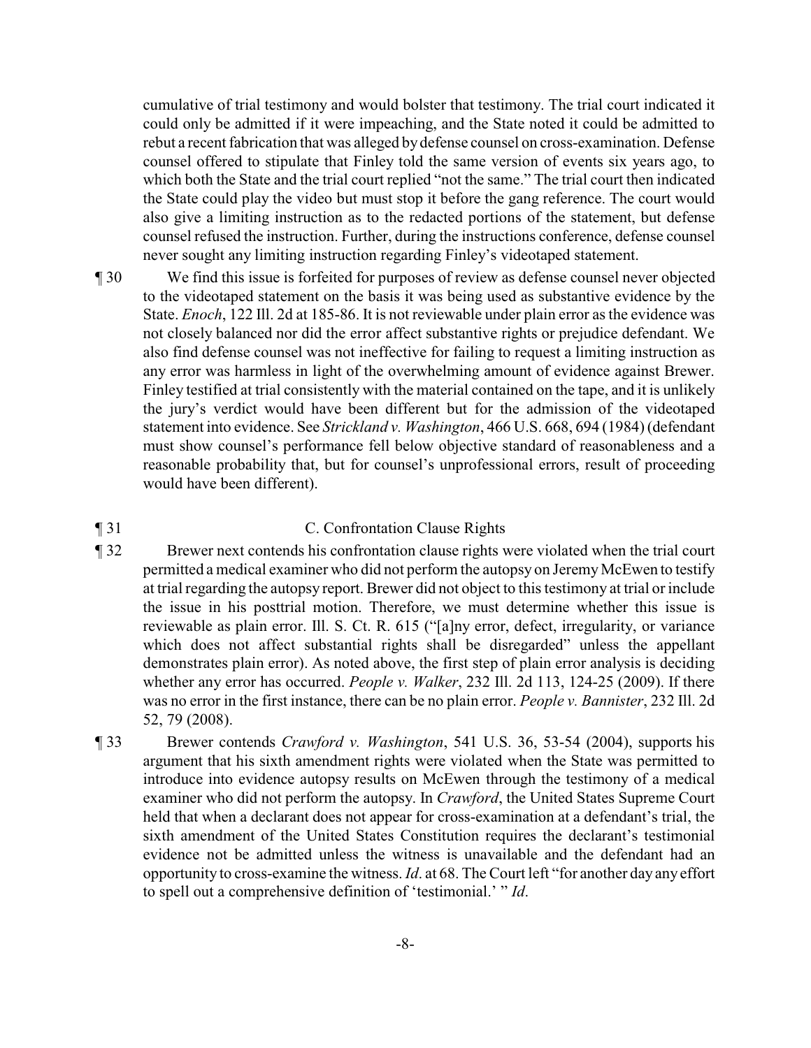cumulative of trial testimony and would bolster that testimony. The trial court indicated it could only be admitted if it were impeaching, and the State noted it could be admitted to rebut a recent fabrication that was alleged by defense counsel on cross-examination. Defense counsel offered to stipulate that Finley told the same version of events six years ago, to which both the State and the trial court replied "not the same." The trial court then indicated the State could play the video but must stop it before the gang reference. The court would also give a limiting instruction as to the redacted portions of the statement, but defense counsel refused the instruction. Further, during the instructions conference, defense counsel never sought any limiting instruction regarding Finley's videotaped statement.

¶ 30 We find this issue is forfeited for purposes of review as defense counsel never objected to the videotaped statement on the basis it was being used as substantive evidence by the State. *Enoch*, 122 Ill. 2d at 185-86. It is not reviewable under plain error as the evidence was not closely balanced nor did the error affect substantive rights or prejudice defendant. We also find defense counsel was not ineffective for failing to request a limiting instruction as any error was harmless in light of the overwhelming amount of evidence against Brewer. Finley testified at trial consistently with the material contained on the tape, and it is unlikely the jury's verdict would have been different but for the admission of the videotaped statement into evidence. See *Strickland v. Washington*, 466 U.S. 668, 694 (1984) (defendant must show counsel's performance fell below objective standard of reasonableness and a reasonable probability that, but for counsel's unprofessional errors, result of proceeding would have been different).

¶ 31 C. Confrontation Clause Rights

¶ 32 Brewer next contends his confrontation clause rights were violated when the trial court permitted a medical examiner who did not perform the autopsy on Jeremy McEwen to testify at trial regarding the autopsy report. Brewer did not object to this testimony at trial or include the issue in his posttrial motion. Therefore, we must determine whether this issue is reviewable as plain error. Ill. S. Ct. R. 615 ("[a]ny error, defect, irregularity, or variance which does not affect substantial rights shall be disregarded" unless the appellant demonstrates plain error). As noted above, the first step of plain error analysis is deciding whether any error has occurred. *People v. Walker*, 232 Ill. 2d 113, 124-25 (2009). If there was no error in the first instance, there can be no plain error. *People v. Bannister*, 232 Ill. 2d 52, 79 (2008).

¶ 33 Brewer contends *Crawford v. Washington*, 541 U.S. 36, 53-54 (2004), supports his argument that his sixth amendment rights were violated when the State was permitted to introduce into evidence autopsy results on McEwen through the testimony of a medical examiner who did not perform the autopsy. In *Crawford*, the United States Supreme Court held that when a declarant does not appear for cross-examination at a defendant's trial, the sixth amendment of the United States Constitution requires the declarant's testimonial evidence not be admitted unless the witness is unavailable and the defendant had an opportunity to cross-examine the witness. *Id*. at 68. The Court left "for another day any effort to spell out a comprehensive definition of 'testimonial.' " *Id*.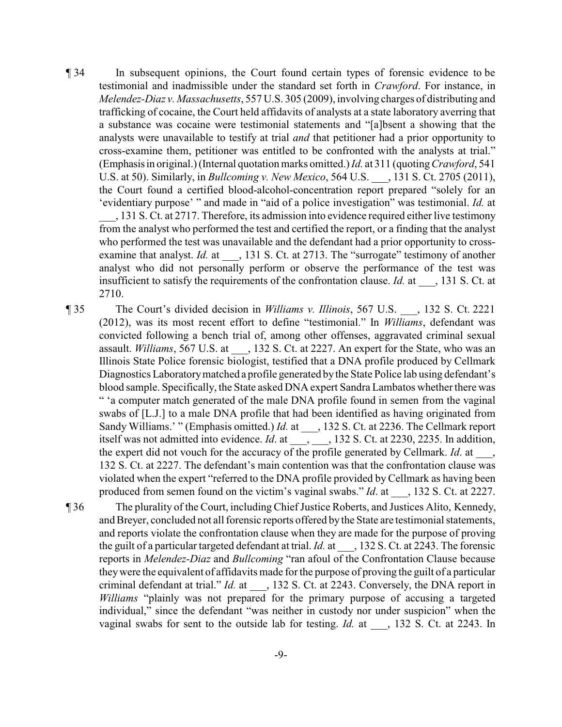¶ 34 In subsequent opinions, the Court found certain types of forensic evidence to be testimonial and inadmissible under the standard set forth in *Crawford*. For instance, in *Melendez-Diaz v. Massachusetts*, 557 U.S. 305 (2009), involving charges of distributing and trafficking of cocaine, the Court held affidavits of analysts at a state laboratory averring that a substance was cocaine were testimonial statements and "[a]bsent a showing that the analysts were unavailable to testify at trial *and* that petitioner had a prior opportunity to cross-examine them, petitioner was entitled to be confronted with the analysts at trial." (Emphasis in original.) (Internal quotation marks omitted.) *Id.* at 311 (quoting *Crawford*, 541 U.S. at 50). Similarly, in *Bullcoming v. New Mexico*, 564 U.S. ___, 131 S. Ct. 2705 (2011), the Court found a certified blood-alcohol-concentration report prepared "solely for an 'evidentiary purpose' " and made in "aid of a police investigation" was testimonial. *Id.* at ___, 131 S. Ct. at 2717. Therefore, its admission into evidence required either live testimony from the analyst who performed the test and certified the report, or a finding that the analyst who performed the test was unavailable and the defendant had a prior opportunity to cross-examine that analyst. *Id.* at ___, 131 S. Ct. at 2713. The "surrogate" testimony of another analyst who did not personally perform or observe the performance of the test was insufficient to satisfy the requirements of the confrontation clause. *Id.* at ___, 131 S. Ct. at 2710.

¶ 35 The Court's divided decision in *Williams v. Illinois*, 567 U.S. ___, 132 S. Ct. 2221 (2012), was its most recent effort to define "testimonial." In *Williams*, defendant was convicted following a bench trial of, among other offenses, aggravated criminal sexual assault. *Williams*, 567 U.S. at ___, 132 S. Ct. at 2227. An expert for the State, who was an Illinois State Police forensic biologist, testified that a DNA profile produced by Cellmark Diagnostics Laboratory matched a profile generated by the State Police lab using defendant's blood sample. Specifically, the State asked DNA expert Sandra Lambatos whether there was " 'a computer match generated of the male DNA profile found in semen from the vaginal swabs of [L.J.] to a male DNA profile that had been identified as having originated from Sandy Williams.' " (Emphasis omitted.) *Id.* at ___, 132 S. Ct. at 2236. The Cellmark report itself was not admitted into evidence. *Id*. at ___, ___, 132 S. Ct. at 2230, 2235. In addition, the expert did not vouch for the accuracy of the profile generated by Cellmark. *Id*. at ___, 132 S. Ct. at 2227. The defendant's main contention was that the confrontation clause was violated when the expert "referred to the DNA profile provided by Cellmark as having been produced from semen found on the victim's vaginal swabs." *Id*. at ___, 132 S. Ct. at 2227.

¶ 36 The plurality of the Court, including Chief Justice Roberts, and Justices Alito, Kennedy, and Breyer, concluded not all forensic reports offered by the State are testimonial statements, and reports violate the confrontation clause when they are made for the purpose of proving the guilt of a particular targeted defendant at trial. *Id.* at ___, 132 S. Ct. at 2243. The forensic reports in *Melendez-Diaz* and *Bullcoming* "ran afoul of the Confrontation Clause because they were the equivalent of affidavits made for the purpose of proving the guilt of a particular criminal defendant at trial." *Id.* at ___, 132 S. Ct. at 2243. Conversely, the DNA report in *Williams* "plainly was not prepared for the primary purpose of accusing a targeted individual," since the defendant "was neither in custody nor under suspicion" when the vaginal swabs for sent to the outside lab for testing. *Id.* at ___, 132 S. Ct. at 2243. In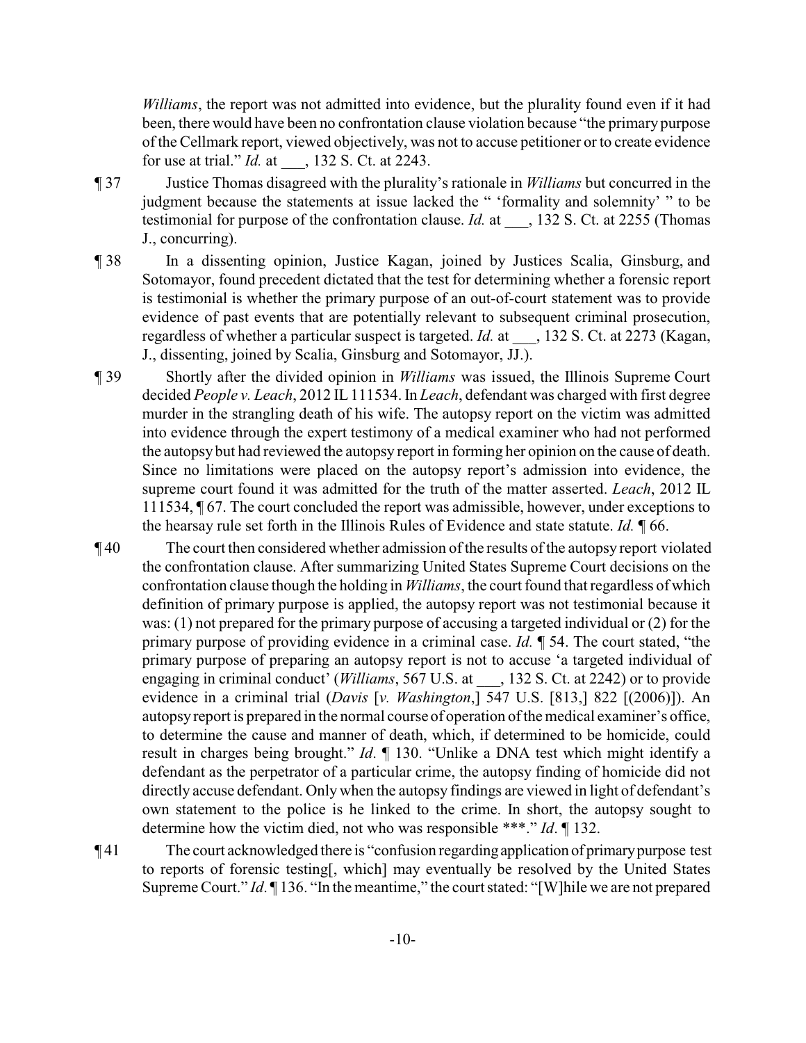*Williams*, the report was not admitted into evidence, but the plurality found even if it had been, there would have been no confrontation clause violation because "the primary purpose of the Cellmark report, viewed objectively, was not to accuse petitioner or to create evidence for use at trial." *Id.* at \_\_\_, 132 S. Ct. at 2243.

¶ 37 Justice Thomas disagreed with the plurality's rationale in *Williams* but concurred in the judgment because the statements at issue lacked the " 'formality and solemnity' " to be testimonial for purpose of the confrontation clause. *Id.* at \_\_\_, 132 S. Ct. at 2255 (Thomas J., concurring).

¶ 38 In a dissenting opinion, Justice Kagan, joined by Justices Scalia, Ginsburg, and Sotomayor, found precedent dictated that the test for determining whether a forensic report is testimonial is whether the primary purpose of an out-of-court statement was to provide evidence of past events that are potentially relevant to subsequent criminal prosecution, regardless of whether a particular suspect is targeted. *Id.* at \_\_\_, 132 S. Ct. at 2273 (Kagan, J., dissenting, joined by Scalia, Ginsburg and Sotomayor, JJ.).

¶ 39 Shortly after the divided opinion in *Williams* was issued, the Illinois Supreme Court decided *People v. Leach*, 2012 IL 111534. In *Leach*, defendant was charged with first degree murder in the strangling death of his wife. The autopsy report on the victim was admitted into evidence through the expert testimony of a medical examiner who had not performed the autopsy but had reviewed the autopsy report in forming her opinion on the cause of death. Since no limitations were placed on the autopsy report's admission into evidence, the supreme court found it was admitted for the truth of the matter asserted. *Leach*, 2012 IL 111534, ¶ 67. The court concluded the report was admissible, however, under exceptions to the hearsay rule set forth in the Illinois Rules of Evidence and state statute. *Id.* ¶ 66.

¶ 40 The court then considered whether admission of the results of the autopsy report violated the confrontation clause. After summarizing United States Supreme Court decisions on the confrontation clause though the holding in *Williams*, the court found that regardless of which definition of primary purpose is applied, the autopsy report was not testimonial because it was: (1) not prepared for the primary purpose of accusing a targeted individual or (2) for the primary purpose of providing evidence in a criminal case. *Id.* ¶ 54. The court stated, "the primary purpose of preparing an autopsy report is not to accuse 'a targeted individual of engaging in criminal conduct' (*Williams*, 567 U.S. at \_\_\_, 132 S. Ct. at 2242) or to provide evidence in a criminal trial (*Davis* [*v. Washington*,] 547 U.S. [813,] 822 [(2006)]). An autopsy report is prepared in the normal course of operation of the medical examiner's office, to determine the cause and manner of death, which, if determined to be homicide, could result in charges being brought." *Id*. ¶ 130. "Unlike a DNA test which might identify a defendant as the perpetrator of a particular crime, the autopsy finding of homicide did not directly accuse defendant. Only when the autopsy findings are viewed in light of defendant's own statement to the police is he linked to the crime. In short, the autopsy sought to determine how the victim died, not who was responsible \*\*\*." *Id*. ¶ 132.

¶ 41 The court acknowledged there is "confusion regarding application of primary purpose test to reports of forensic testing[, which] may eventually be resolved by the United States Supreme Court." *Id*. ¶ 136. "In the meantime," the court stated: "[W]hile we are not prepared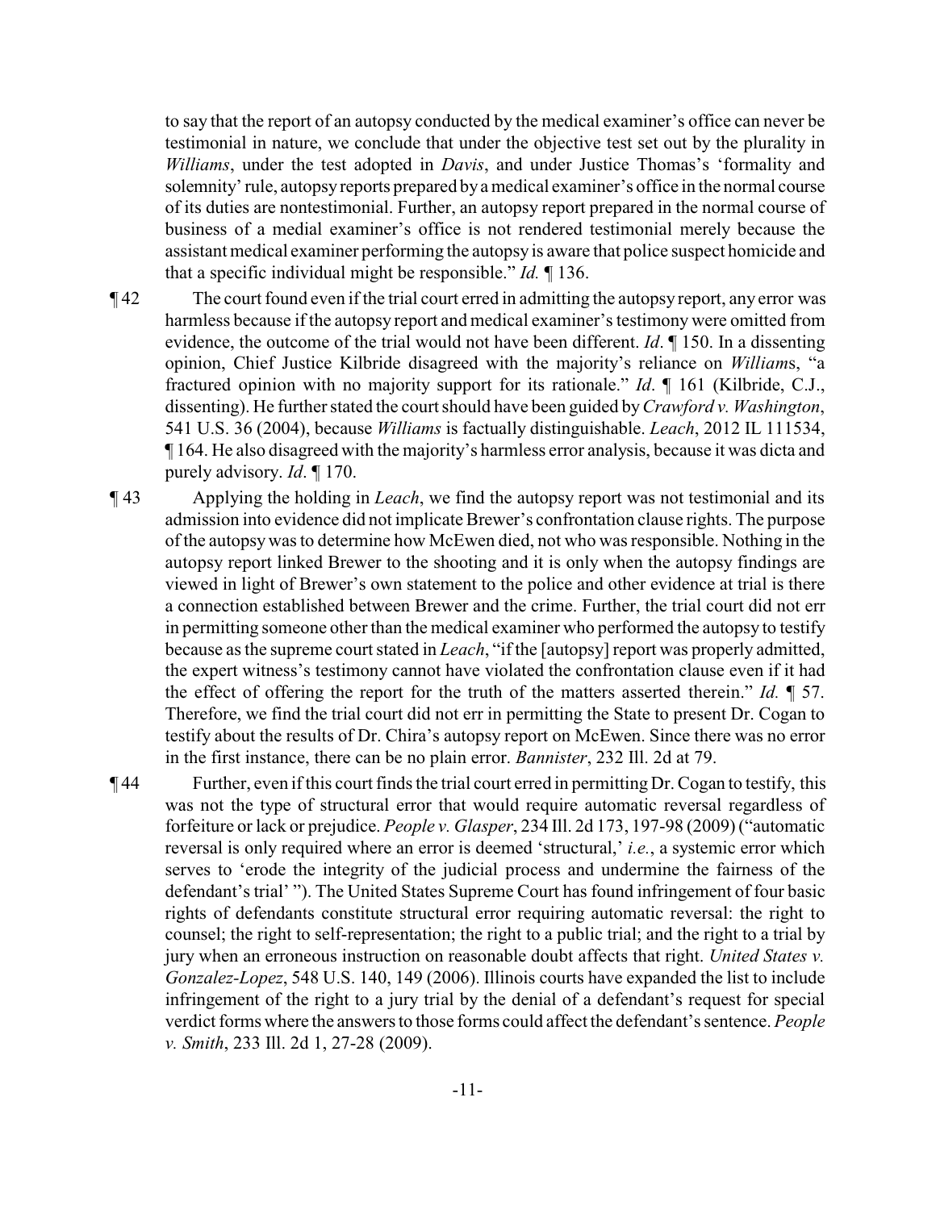to say that the report of an autopsy conducted by the medical examiner's office can never be testimonial in nature, we conclude that under the objective test set out by the plurality in *Williams*, under the test adopted in *Davis*, and under Justice Thomas's 'formality and solemnity' rule, autopsy reports prepared by a medical examiner's office in the normal course of its duties are nontestimonial. Further, an autopsy report prepared in the normal course of business of a medial examiner's office is not rendered testimonial merely because the assistant medical examiner performing the autopsy is aware that police suspect homicide and that a specific individual might be responsible." *Id.* ¶ 136.

¶ 42 The court found even if the trial court erred in admitting the autopsy report, any error was harmless because if the autopsy report and medical examiner's testimony were omitted from evidence, the outcome of the trial would not have been different. *Id*. ¶ 150. In a dissenting opinion, Chief Justice Kilbride disagreed with the majority's reliance on *William*s, "a fractured opinion with no majority support for its rationale." *Id*. ¶ 161 (Kilbride, C.J., dissenting). He further stated the court should have been guided by *Crawford v. Washington*, 541 U.S. 36 (2004), because *Williams* is factually distinguishable. *Leach*, 2012 IL 111534, ¶ 164. He also disagreed with the majority's harmless error analysis, because it was dicta and purely advisory. *Id*. ¶ 170.

¶ 43 Applying the holding in *Leach*, we find the autopsy report was not testimonial and its admission into evidence did not implicate Brewer's confrontation clause rights. The purpose of the autopsy was to determine how McEwen died, not who was responsible. Nothing in the autopsy report linked Brewer to the shooting and it is only when the autopsy findings are viewed in light of Brewer's own statement to the police and other evidence at trial is there a connection established between Brewer and the crime. Further, the trial court did not err in permitting someone other than the medical examiner who performed the autopsy to testify because as the supreme court stated in *Leach*, "if the [autopsy] report was properly admitted, the expert witness's testimony cannot have violated the confrontation clause even if it had the effect of offering the report for the truth of the matters asserted therein." *Id.* ¶ 57. Therefore, we find the trial court did not err in permitting the State to present Dr. Cogan to testify about the results of Dr. Chira's autopsy report on McEwen. Since there was no error in the first instance, there can be no plain error. *Bannister*, 232 Ill. 2d at 79.

¶ 44 Further, even if this court finds the trial court erred in permitting Dr. Cogan to testify, this was not the type of structural error that would require automatic reversal regardless of forfeiture or lack or prejudice. *People v. Glasper*, 234 Ill. 2d 173, 197-98 (2009) ("automatic reversal is only required where an error is deemed 'structural,' *i.e.*, a systemic error which serves to 'erode the integrity of the judicial process and undermine the fairness of the defendant's trial' "). The United States Supreme Court has found infringement of four basic rights of defendants constitute structural error requiring automatic reversal: the right to counsel; the right to self-representation; the right to a public trial; and the right to a trial by jury when an erroneous instruction on reasonable doubt affects that right. *United States v. Gonzalez-Lopez*, 548 U.S. 140, 149 (2006). Illinois courts have expanded the list to include infringement of the right to a jury trial by the denial of a defendant's request for special verdict forms where the answers to those forms could affect the defendant's sentence. *People v. Smith*, 233 Ill. 2d 1, 27-28 (2009).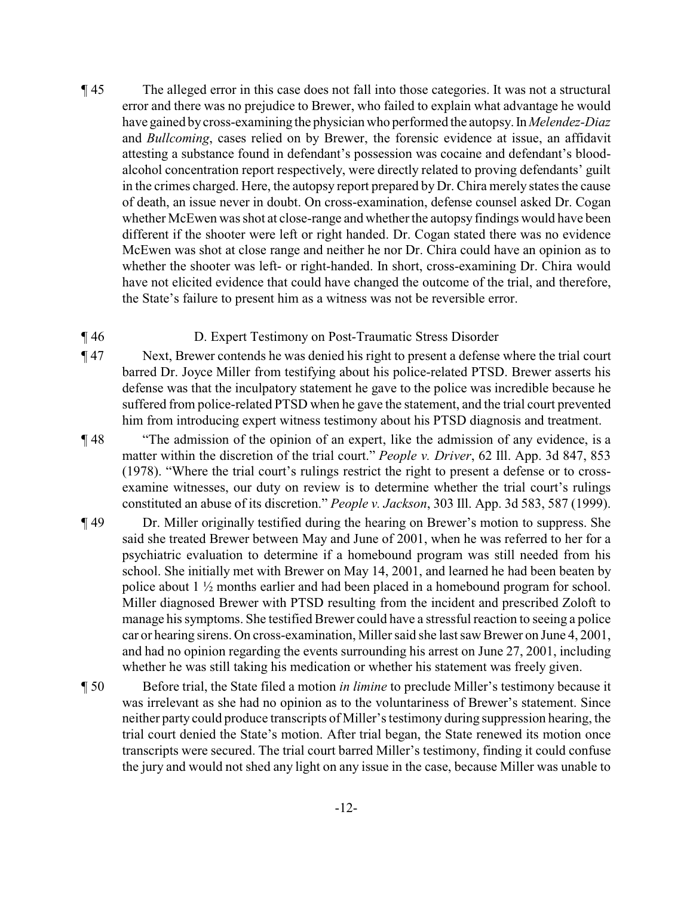¶ 45 The alleged error in this case does not fall into those categories. It was not a structural error and there was no prejudice to Brewer, who failed to explain what advantage he would have gained by cross-examining the physician who performed the autopsy. In *Melendez-Diaz* and *Bullcoming*, cases relied on by Brewer, the forensic evidence at issue, an affidavit attesting a substance found in defendant's possession was cocaine and defendant's blood-alcohol concentration report respectively, were directly related to proving defendants' guilt in the crimes charged. Here, the autopsy report prepared by Dr. Chira merely states the cause of death, an issue never in doubt. On cross-examination, defense counsel asked Dr. Cogan whether McEwen was shot at close-range and whether the autopsy findings would have been different if the shooter were left or right handed. Dr. Cogan stated there was no evidence McEwen was shot at close range and neither he nor Dr. Chira could have an opinion as to whether the shooter was left- or right-handed. In short, cross-examining Dr. Chira would have not elicited evidence that could have changed the outcome of the trial, and therefore, the State's failure to present him as a witness was not be reversible error.

¶ 46 D. Expert Testimony on Post-Traumatic Stress Disorder

¶ 47 Next, Brewer contends he was denied his right to present a defense where the trial court barred Dr. Joyce Miller from testifying about his police-related PTSD. Brewer asserts his defense was that the inculpatory statement he gave to the police was incredible because he suffered from police-related PTSD when he gave the statement, and the trial court prevented him from introducing expert witness testimony about his PTSD diagnosis and treatment.

¶ 48 "The admission of the opinion of an expert, like the admission of any evidence, is a matter within the discretion of the trial court." *People v. Driver*, 62 Ill. App. 3d 847, 853 (1978). "Where the trial court's rulings restrict the right to present a defense or to cross-examine witnesses, our duty on review is to determine whether the trial court's rulings constituted an abuse of its discretion." *People v. Jackson*, 303 Ill. App. 3d 583, 587 (1999).

¶ 49 Dr. Miller originally testified during the hearing on Brewer's motion to suppress. She said she treated Brewer between May and June of 2001, when he was referred to her for a psychiatric evaluation to determine if a homebound program was still needed from his school. She initially met with Brewer on May 14, 2001, and learned he had been beaten by police about 1 ½ months earlier and had been placed in a homebound program for school. Miller diagnosed Brewer with PTSD resulting from the incident and prescribed Zoloft to manage his symptoms. She testified Brewer could have a stressful reaction to seeing a police car or hearing sirens. On cross-examination, Miller said she last saw Brewer on June 4, 2001, and had no opinion regarding the events surrounding his arrest on June 27, 2001, including whether he was still taking his medication or whether his statement was freely given.

¶ 50 Before trial, the State filed a motion *in limine* to preclude Miller's testimony because it was irrelevant as she had no opinion as to the voluntariness of Brewer's statement. Since neither party could produce transcripts of Miller's testimony during suppression hearing, the trial court denied the State's motion. After trial began, the State renewed its motion once transcripts were secured. The trial court barred Miller's testimony, finding it could confuse the jury and would not shed any light on any issue in the case, because Miller was unable to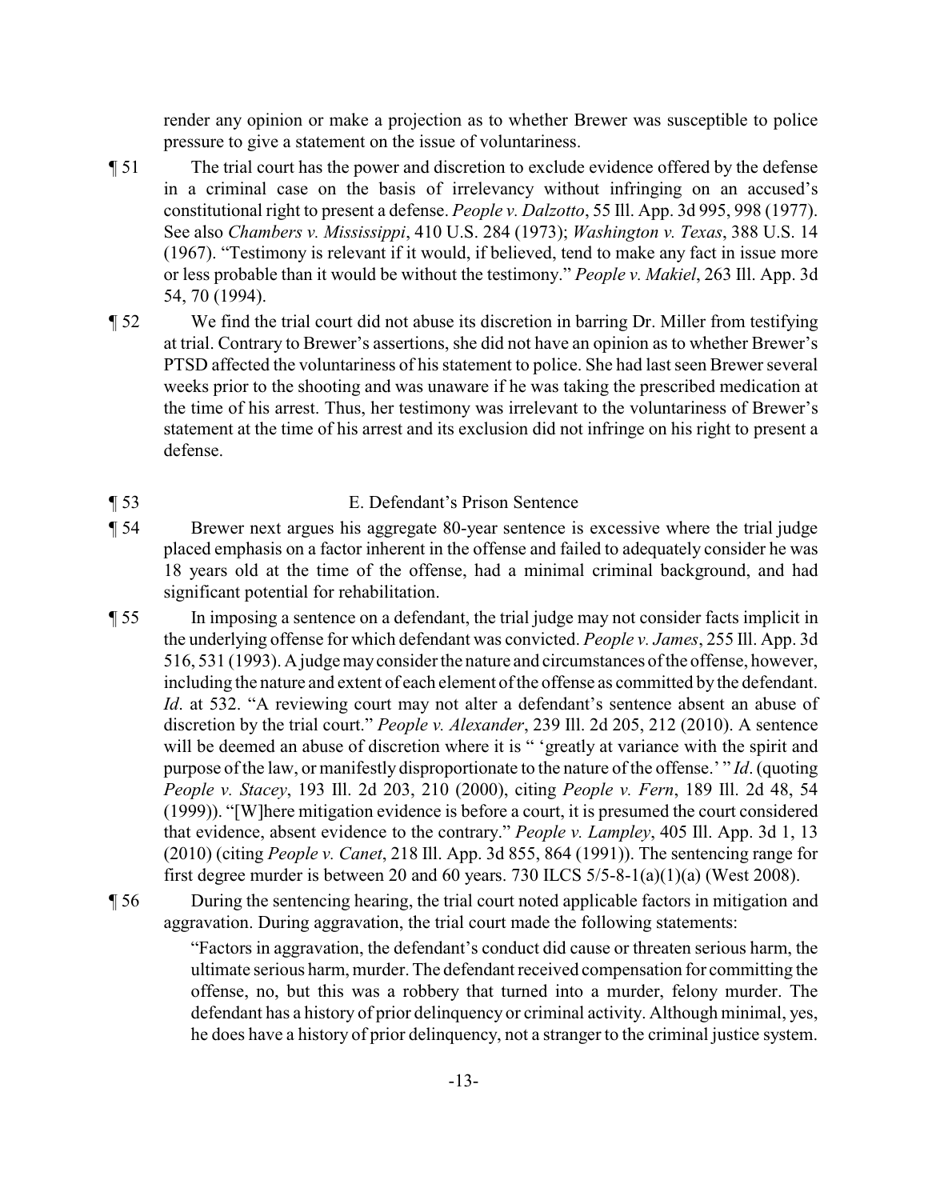render any opinion or make a projection as to whether Brewer was susceptible to police pressure to give a statement on the issue of voluntariness.

¶ 51 The trial court has the power and discretion to exclude evidence offered by the defense in a criminal case on the basis of irrelevancy without infringing on an accused's constitutional right to present a defense. *People v. Dalzotto*, 55 Ill. App. 3d 995, 998 (1977). See also *Chambers v. Mississippi*, 410 U.S. 284 (1973); *Washington v. Texas*, 388 U.S. 14 (1967). "Testimony is relevant if it would, if believed, tend to make any fact in issue more or less probable than it would be without the testimony." *People v. Makiel*, 263 Ill. App. 3d 54, 70 (1994).

¶ 52 We find the trial court did not abuse its discretion in barring Dr. Miller from testifying at trial. Contrary to Brewer's assertions, she did not have an opinion as to whether Brewer's PTSD affected the voluntariness of his statement to police. She had last seen Brewer several weeks prior to the shooting and was unaware if he was taking the prescribed medication at the time of his arrest. Thus, her testimony was irrelevant to the voluntariness of Brewer's statement at the time of his arrest and its exclusion did not infringe on his right to present a defense.

¶ 53 E. Defendant's Prison Sentence

¶ 54 Brewer next argues his aggregate 80-year sentence is excessive where the trial judge placed emphasis on a factor inherent in the offense and failed to adequately consider he was 18 years old at the time of the offense, had a minimal criminal background, and had significant potential for rehabilitation.

¶ 55 In imposing a sentence on a defendant, the trial judge may not consider facts implicit in the underlying offense for which defendant was convicted. *People v. James*, 255 Ill. App. 3d 516, 531 (1993). A judge may consider the nature and circumstances of the offense, however, including the nature and extent of each element of the offense as committed by the defendant. *Id*. at 532. "A reviewing court may not alter a defendant's sentence absent an abuse of discretion by the trial court." *People v. Alexander*, 239 Ill. 2d 205, 212 (2010). A sentence will be deemed an abuse of discretion where it is " 'greatly at variance with the spirit and purpose of the law, or manifestly disproportionate to the nature of the offense.' " *Id*. (quoting *People v. Stacey*, 193 Ill. 2d 203, 210 (2000), citing *People v. Fern*, 189 Ill. 2d 48, 54 (1999)). "[W]here mitigation evidence is before a court, it is presumed the court considered that evidence, absent evidence to the contrary." *People v. Lampley*, 405 Ill. App. 3d 1, 13 (2010) (citing *People v. Canet*, 218 Ill. App. 3d 855, 864 (1991)). The sentencing range for first degree murder is between 20 and 60 years. 730 ILCS 5/5-8-1(a)(1)(a) (West 2008).

¶ 56 During the sentencing hearing, the trial court noted applicable factors in mitigation and aggravation. During aggravation, the trial court made the following statements:

> "Factors in aggravation, the defendant's conduct did cause or threaten serious harm, the ultimate serious harm, murder. The defendant received compensation for committing the offense, no, but this was a robbery that turned into a murder, felony murder. The defendant has a history of prior delinquency or criminal activity. Although minimal, yes, he does have a history of prior delinquency, not a stranger to the criminal justice system.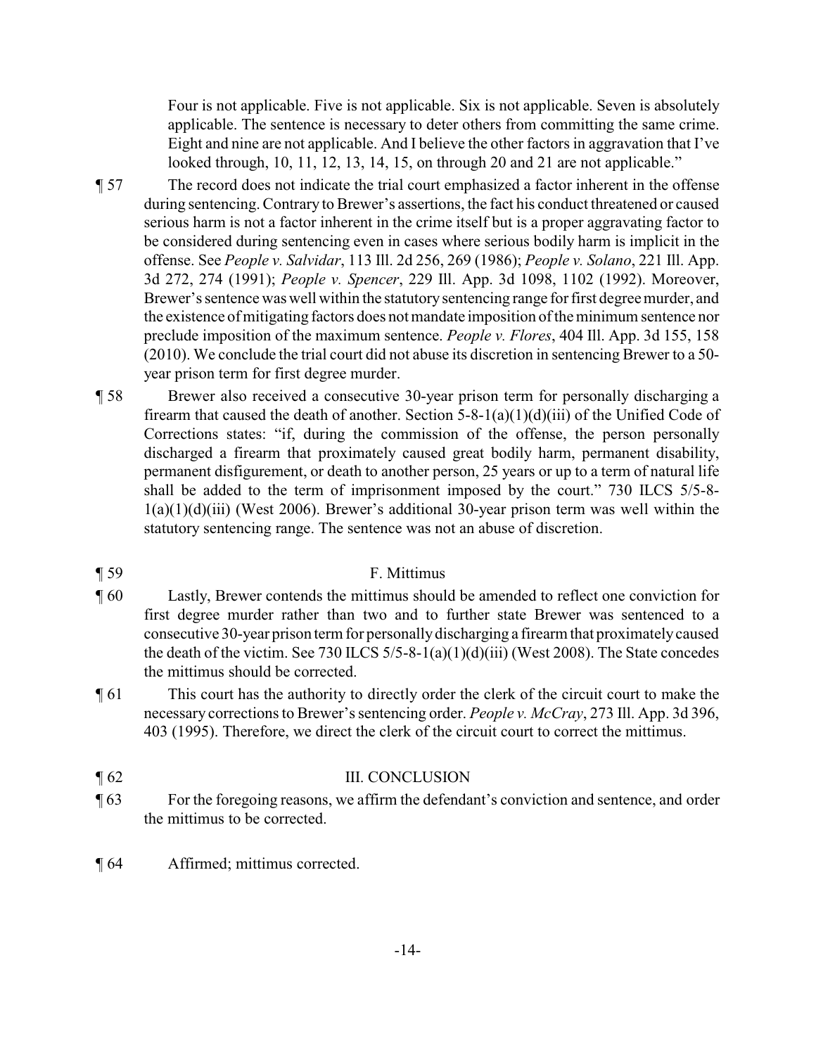Four is not applicable. Five is not applicable. Six is not applicable. Seven is absolutely applicable. The sentence is necessary to deter others from committing the same crime. Eight and nine are not applicable. And I believe the other factors in aggravation that I've looked through, 10, 11, 12, 13, 14, 15, on through 20 and 21 are not applicable."

¶ 57 The record does not indicate the trial court emphasized a factor inherent in the offense during sentencing. Contrary to Brewer's assertions, the fact his conduct threatened or caused serious harm is not a factor inherent in the crime itself but is a proper aggravating factor to be considered during sentencing even in cases where serious bodily harm is implicit in the offense. See *People v. Salvidar*, 113 Ill. 2d 256, 269 (1986); *People v. Solano*, 221 Ill. App. 3d 272, 274 (1991); *People v. Spencer*, 229 Ill. App. 3d 1098, 1102 (1992). Moreover, Brewer's sentence was well within the statutory sentencing range for first degree murder, and the existence of mitigating factors does not mandate imposition of the minimum sentence nor preclude imposition of the maximum sentence. *People v. Flores*, 404 Ill. App. 3d 155, 158 (2010). We conclude the trial court did not abuse its discretion in sentencing Brewer to a 50-year prison term for first degree murder.

¶ 58 Brewer also received a consecutive 30-year prison term for personally discharging a firearm that caused the death of another. Section 5-8-1(a)(1)(d)(iii) of the Unified Code of Corrections states: "if, during the commission of the offense, the person personally discharged a firearm that proximately caused great bodily harm, permanent disability, permanent disfigurement, or death to another person, 25 years or up to a term of natural life shall be added to the term of imprisonment imposed by the court." 730 ILCS 5/5-8-1(a)(1)(d)(iii) (West 2006). Brewer's additional 30-year prison term was well within the statutory sentencing range. The sentence was not an abuse of discretion.

¶ 59 F. Mittimus

¶ 60 Lastly, Brewer contends the mittimus should be amended to reflect one conviction for first degree murder rather than two and to further state Brewer was sentenced to a consecutive 30-year prison term for personally discharging a firearm that proximately caused the death of the victim. See 730 ILCS 5/5-8-1(a)(1)(d)(iii) (West 2008). The State concedes the mittimus should be corrected.

¶ 61 This court has the authority to directly order the clerk of the circuit court to make the necessary corrections to Brewer's sentencing order. *People v. McCray*, 273 Ill. App. 3d 396, 403 (1995). Therefore, we direct the clerk of the circuit court to correct the mittimus.

¶ 62 III. CONCLUSION

¶ 63 For the foregoing reasons, we affirm the defendant's conviction and sentence, and order the mittimus to be corrected.

¶ 64 Affirmed; mittimus corrected.